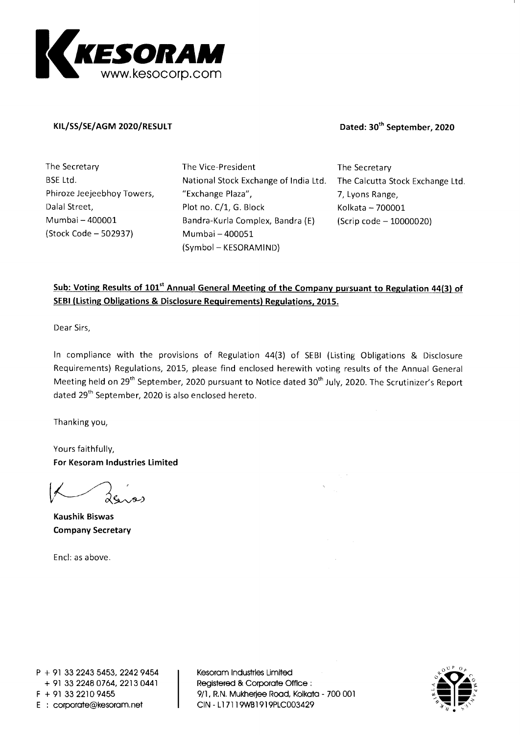**KESORAM**
www.kesocorp.com

**KIL/SS/SE/AGM 2020/RESULT**

**Dated: 30th September, 2020**

The Secretary
BSE Ltd.
Phiroze Jeejeebhoy Towers,
Dalal Street,
Mumbai – 400001
(Stock Code – 502937)

The Vice-President
National Stock Exchange of India Ltd.
"Exchange Plaza",
Plot no. C/1, G. Block
Bandra-Kurla Complex, Bandra (E)
Mumbai – 400051
(Symbol – KESORAMIND)

The Secretary
The Calcutta Stock Exchange Ltd.
7, Lyons Range,
Kolkata – 700001
(Scrip code – 10000020)

**Sub: Voting Results of 101st Annual General Meeting of the Company pursuant to Regulation 44(3) of SEBI (Listing Obligations & Disclosure Requirements) Regulations, 2015.**

Dear Sirs,

In compliance with the provisions of Regulation 44(3) of SEBI (Listing Obligations & Disclosure Requirements) Regulations, 2015, please find enclosed herewith voting results of the Annual General Meeting held on 29th September, 2020 pursuant to Notice dated 30th July, 2020. The Scrutinizer's Report dated 29th September, 2020 is also enclosed hereto.

Thanking you,

Yours faithfully,
**For Kesoram Industries Limited**

**Kaushik Biswas**
**Company Secretary**

Encl: as above.

P + 91 33 2243 5453, 2242 9454
+ 91 33 2248 0764, 2213 0441
F + 91 33 2210 9455
E : corporate@kesoram.net

Kesoram Industries Limited
Registered & Corporate Office :
9/1, R.N. Mukherjee Road, Kolkata - 700 001
CIN - L17119WB1919PLC003429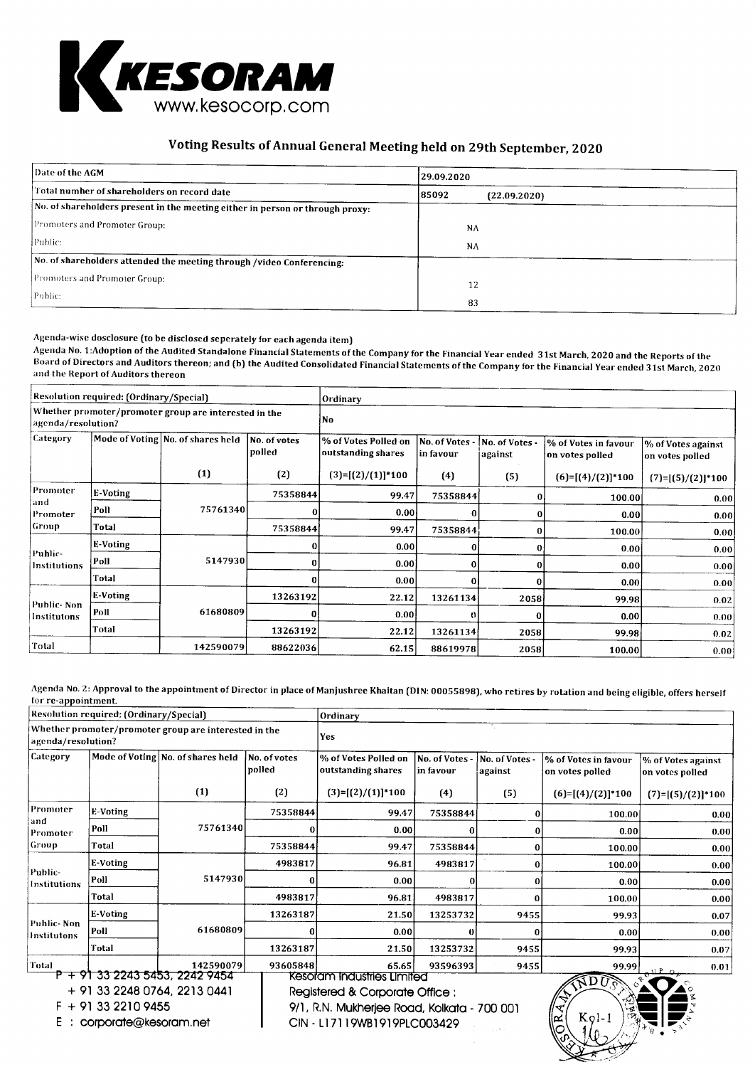# KESORAM

www.kesocorp.com

## Voting Results of Annual General Meeting held on 29th September, 2020

| | |
|---|---|
| Date of the AGM | 29.09.2020 |
| Total number of shareholders on record date | 85092 (22.09.2020) |
| No. of shareholders present in the meeting either in person or through proxy: | |
| Promoters and Promoter Group: | NA |
| Public: | NA |
| No. of shareholders attended the meeting through /video Conferencing: | |
| Promoters and Promoter Group: | 12 |
| Public: | 83 |

Agenda-wise dosclosure (to be disclosed seperately for each agenda item)

Agenda No. 1:Adoption of the Audited Standalone Financial Statements of the Company for the Financial Year ended 31st March, 2020 and the Reports of the Board of Directors and Auditors thereon; and (b) the Audited Consolidated Financial Statements of the Company for the Financial Year ended 31st March, 2020 and the Report of Auditors thereon

| Resolution required: (Ordinary/Special) | | | | Ordinary | | | | |
|---|---|---|---|---|---|---|---|---|
| Whether promoter/promoter group are interested in the agenda/resolution? | | | | No | | | | |
| Category | Mode of Voting | No. of shares held | No. of votes polled | % of Votes Polled on outstanding shares | No. of Votes - in favour | No. of Votes - against | % of Votes in favour on votes polled | % of Votes against on votes polled |
| | | (1) | (2) | (3)=[(2)/(1)]*100 | (4) | (5) | (6)=[(4)/(2)]*100 | (7)=[(5)/(2)]*100 |
| Promoter and Promoter Group | E-Voting | 75761340 | 75358844 | 99.47 | 75358844 | 0 | 100.00 | 0.00 |
| | Poll | | 0 | 0.00 | 0 | 0 | 0.00 | 0.00 |
| | Total | | 75358844 | 99.47 | 75358844 | 0 | 100.00 | 0.00 |
| Public- Institutions | E-Voting | 5147930 | 0 | 0.00 | 0 | 0 | 0.00 | 0.00 |
| | Poll | | 0 | 0.00 | 0 | 0 | 0.00 | 0.00 |
| | Total | | 0 | 0.00 | 0 | 0 | 0.00 | 0.00 |
| Public- Non Institutons | E-Voting | 61680809 | 13263192 | 22.12 | 13261134 | 2058 | 99.98 | 0.02 |
| | Poll | | 0 | 0.00 | 0 | 0 | 0.00 | 0.00 |
| | Total | | 13263192 | 22.12 | 13261134 | 2058 | 99.98 | 0.02 |
| Total | | 142590079 | 88622036 | 62.15 | 88619978 | 2058 | 100.00 | 0.00 |

Agenda No. 2: Approval to the appointment of Director in place of Manjushree Khaitan (DIN: 00055898), who retires by rotation and being eligible, offers herself for re-appointment.

| Resolution required: (Ordinary/Special) | | | | Ordinary | | | | |
|---|---|---|---|---|---|---|---|---|
| Whether promoter/promoter group are interested in the agenda/resolution? | | | | Yes | | | | |
| Category | Mode of Voting | No. of shares held | No. of votes polled | % of Votes Polled on outstanding shares | No. of Votes - in favour | No. of Votes - against | % of Votes in favour on votes polled | % of Votes against on votes polled |
| | | (1) | (2) | (3)=[(2)/(1)]*100 | (4) | (5) | (6)=[(4)/(2)]*100 | (7)=[(5)/(2)]*100 |
| Promoter and Promoter Group | E-Voting | 75761340 | 75358844 | 99.47 | 75358844 | 0 | 100.00 | 0.00 |
| | Poll | | 0 | 0.00 | 0 | 0 | 0.00 | 0.00 |
| | Total | | 75358844 | 99.47 | 75358844 | 0 | 100.00 | 0.00 |
| Public- Institutions | E-Voting | 5147930 | 4983817 | 96.81 | 4983817 | 0 | 100.00 | 0.00 |
| | Poll | | 0 | 0.00 | 0 | 0 | 0.00 | 0.00 |
| | Total | | 4983817 | 96.81 | 4983817 | 0 | 100.00 | 0.00 |
| Public- Non Institutons | E-Voting | 61680809 | 13263187 | 21.50 | 13253732 | 9455 | 99.93 | 0.07 |
| | Poll | | 0 | 0.00 | 0 | 0 | 0.00 | 0.00 |
| | Total | | 13263187 | 21.50 | 13253732 | 9455 | 99.93 | 0.07 |
| Total | | 142590079 | 93605848 | 65.65 | 93596393 | 9455 | 99.99 | 0.01 |

P + 91 33 2243 5453, 2242 9454
+ 91 33 2248 0764, 2213 0441
F + 91 33 2210 9455
E : corporate@kesoram.net

Kesoram Industries Limited
Registered & Corporate Office :
9/1, R.N. Mukherjee Road, Kolkata - 700 001
CIN - L17119WB1919PLC003429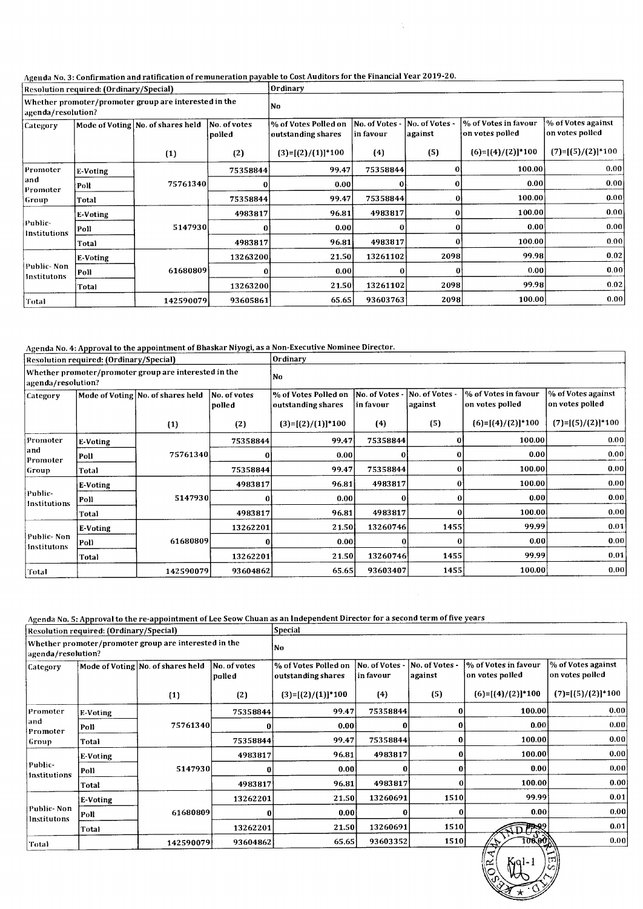Agenda No. 3: Confirmation and ratification of remuneration payable to Cost Auditors for the Financial Year 2019-20.

| Resolution required: (Ordinary/Special) | | | | Ordinary | | | | |
|---|---|---|---|---|---|---|---|---|
| Whether promoter/promoter group are interested in the agenda/resolution? | | | | No | | | | |
| Category | Mode of Voting | No. of shares held | No. of votes polled | % of Votes Polled on outstanding shares | No. of Votes - in favour | No. of Votes - against | % of Votes in favour on votes polled | % of Votes against on votes polled |
| | | (1) | (2) | (3)=[(2)/(1)]*100 | (4) | (5) | (6)=[(4)/(2)]*100 | (7)=[(5)/(2)]*100 |
| Promoter and Promoter Group | E-Voting | 75761340 | 75358844 | 99.47 | 75358844 | 0 | 100.00 | 0.00 |
| | Poll | | 0 | 0.00 | 0 | 0 | 0.00 | 0.00 |
| | Total | | 75358844 | 99.47 | 75358844 | 0 | 100.00 | 0.00 |
| Public-Institutions | E-Voting | 5147930 | 4983817 | 96.81 | 4983817 | 0 | 100.00 | 0.00 |
| | Poll | | 0 | 0.00 | 0 | 0 | 0.00 | 0.00 |
| | Total | | 4983817 | 96.81 | 4983817 | 0 | 100.00 | 0.00 |
| Public- Non Institutons | E-Voting | 61680809 | 13263200 | 21.50 | 13261102 | 2098 | 99.98 | 0.02 |
| | Poll | | 0 | 0.00 | 0 | 0 | 0.00 | 0.00 |
| | Total | | 13263200 | 21.50 | 13261102 | 2098 | 99.98 | 0.02 |
| Total | | 142590079 | 93605861 | 65.65 | 93603763 | 2098 | 100.00 | 0.00 |

Agenda No. 4: Approval to the appointment of Bhaskar Niyogi, as a Non-Executive Nominee Director.

| Resolution required: (Ordinary/Special) | | | | Ordinary | | | | |
|---|---|---|---|---|---|---|---|---|
| Whether promoter/promoter group are interested in the agenda/resolution? | | | | No | | | | |
| Category | Mode of Voting | No. of shares held | No. of votes polled | % of Votes Polled on outstanding shares | No. of Votes - in favour | No. of Votes - against | % of Votes in favour on votes polled | % of Votes against on votes polled |
| | | (1) | (2) | (3)=[(2)/(1)]*100 | (4) | (5) | (6)=[(4)/(2)]*100 | (7)=[(5)/(2)]*100 |
| Promoter and Promoter Group | E-Voting | 75761340 | 75358844 | 99.47 | 75358844 | 0 | 100.00 | 0.00 |
| | Poll | | 0 | 0.00 | 0 | 0 | 0.00 | 0.00 |
| | Total | | 75358844 | 99.47 | 75358844 | 0 | 100.00 | 0.00 |
| Public-Institutions | E-Voting | 5147930 | 4983817 | 96.81 | 4983817 | 0 | 100.00 | 0.00 |
| | Poll | | 0 | 0.00 | 0 | 0 | 0.00 | 0.00 |
| | Total | | 4983817 | 96.81 | 4983817 | 0 | 100.00 | 0.00 |
| Public- Non Institutons | E-Voting | 61680809 | 13262201 | 21.50 | 13260746 | 1455 | 99.99 | 0.01 |
| | Poll | | 0 | 0.00 | 0 | 0 | 0.00 | 0.00 |
| | Total | | 13262201 | 21.50 | 13260746 | 1455 | 99.99 | 0.01 |
| Total | | 142590079 | 93604862 | 65.65 | 93603407 | 1455 | 100.00 | 0.00 |

Agenda No. 5: Approval to the re-appointment of Lee Seow Chuan as an Independent Director for a second term of five years

| Resolution required: (Ordinary/Special) | | | | Special | | | | |
|---|---|---|---|---|---|---|---|---|
| Whether promoter/promoter group are interested in the agenda/resolution? | | | | No | | | | |
| Category | Mode of Voting | No. of shares held | No. of votes polled | % of Votes Polled on outstanding shares | No. of Votes - in favour | No. of Votes - against | % of Votes in favour on votes polled | % of Votes against on votes polled |
| | | (1) | (2) | (3)=[(2)/(1)]*100 | (4) | (5) | (6)=[(4)/(2)]*100 | (7)=[(5)/(2)]*100 |
| Promoter and Promoter Group | E-Voting | 75761340 | 75358844 | 99.47 | 75358844 | 0 | 100.00 | 0.00 |
| | Poll | | 0 | 0.00 | 0 | 0 | 0.00 | 0.00 |
| | Total | | 75358844 | 99.47 | 75358844 | 0 | 100.00 | 0.00 |
| Public-Institutions | E-Voting | 5147930 | 4983817 | 96.81 | 4983817 | 0 | 100.00 | 0.00 |
| | Poll | | 0 | 0.00 | 0 | 0 | 0.00 | 0.00 |
| | Total | | 4983817 | 96.81 | 4983817 | 0 | 100.00 | 0.00 |
| Public- Non Institutons | E-Voting | 61680809 | 13262201 | 21.50 | 13260691 | 1510 | 99.99 | 0.01 |
| | Poll | | 0 | 0.00 | 0 | 0 | 0.00 | 0.00 |
| | Total | | 13262201 | 21.50 | 13260691 | 1510 | 99.99 | 0.01 |
| Total | | 142590079 | 93604862 | 65.65 | 93603352 | 1510 | 100.00 | 0.00 |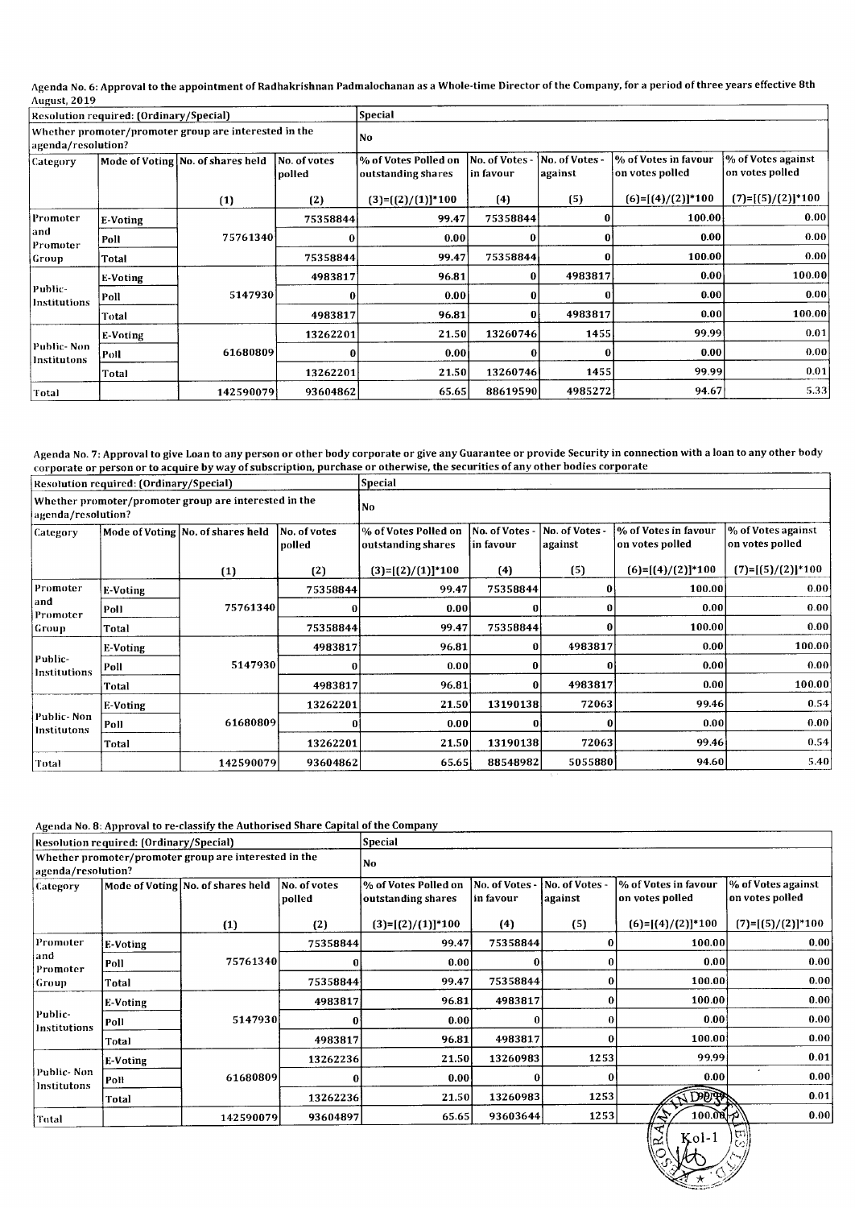Agenda No. 6: Approval to the appointment of Radhakrishnan Padmalochanan as a Whole-time Director of the Company, for a period of three years effective 8th August, 2019

| Resolution required: (Ordinary/Special) | | | | Special | | | | |
|---|---|---|---|---|---|---|---|---|
| Whether promoter/promoter group are interested in the agenda/resolution? | | | | No | | | | |
| Category | Mode of Voting | No. of shares held | No. of votes polled | % of Votes Polled on outstanding shares | No. of Votes - in favour | No. of Votes - against | % of Votes in favour on votes polled | % of Votes against on votes polled |
| | | (1) | (2) | (3)=[(2)/(1)]*100 | (4) | (5) | (6)=[(4)/(2)]*100 | (7)=[(5)/(2)]*100 |
| Promoter and Promoter Group | E-Voting | 75761340 | 75358844 | 99.47 | 75358844 | 0 | 100.00 | 0.00 |
| | Poll | | 0 | 0.00 | 0 | 0 | 0.00 | 0.00 |
| | Total | | 75358844 | 99.47 | 75358844 | 0 | 100.00 | 0.00 |
| Public-Institutions | E-Voting | 5147930 | 4983817 | 96.81 | 0 | 4983817 | 0.00 | 100.00 |
| | Poll | | 0 | 0.00 | 0 | 0 | 0.00 | 0.00 |
| | Total | | 4983817 | 96.81 | 0 | 4983817 | 0.00 | 100.00 |
| Public- Non Institutons | E-Voting | 61680809 | 13262201 | 21.50 | 13260746 | 1455 | 99.99 | 0.01 |
| | Poll | | 0 | 0.00 | 0 | 0 | 0.00 | 0.00 |
| | Total | | 13262201 | 21.50 | 13260746 | 1455 | 99.99 | 0.01 |
| Total | | 142590079 | 93604862 | 65.65 | 88619590 | 4985272 | 94.67 | 5.33 |

Agenda No. 7: Approval to give Loan to any person or other body corporate or give any Guarantee or provide Security in connection with a loan to any other body corporate or person or to acquire by way of subscription, purchase or otherwise, the securities of any other bodies corporate

| Resolution required: (Ordinary/Special) | | | | Special | | | | |
|---|---|---|---|---|---|---|---|---|
| Whether promoter/promoter group are interested in the agenda/resolution? | | | | No | | | | |
| Category | Mode of Voting | No. of shares held | No. of votes polled | % of Votes Polled on outstanding shares | No. of Votes - in favour | No. of Votes - against | % of Votes in favour on votes polled | % of Votes against on votes polled |
| | | (1) | (2) | (3)=[(2)/(1)]*100 | (4) | (5) | (6)=[(4)/(2)]*100 | (7)=[(5)/(2)]*100 |
| Promoter and Promoter Group | E-Voting | 75761340 | 75358844 | 99.47 | 75358844 | 0 | 100.00 | 0.00 |
| | Poll | | 0 | 0.00 | 0 | 0 | 0.00 | 0.00 |
| | Total | | 75358844 | 99.47 | 75358844 | 0 | 100.00 | 0.00 |
| Public-Institutions | E-Voting | 5147930 | 4983817 | 96.81 | 0 | 4983817 | 0.00 | 100.00 |
| | Poll | | 0 | 0.00 | 0 | 0 | 0.00 | 0.00 |
| | Total | | 4983817 | 96.81 | 0 | 4983817 | 0.00 | 100.00 |
| Public- Non Institutons | E-Voting | 61680809 | 13262201 | 21.50 | 13190138 | 72063 | 99.46 | 0.54 |
| | Poll | | 0 | 0.00 | 0 | 0 | 0.00 | 0.00 |
| | Total | | 13262201 | 21.50 | 13190138 | 72063 | 99.46 | 0.54 |
| Total | | 142590079 | 93604862 | 65.65 | 88548982 | 5055880 | 94.60 | 5.40 |

Agenda No. 8: Approval to re-classify the Authorised Share Capital of the Company

| Resolution required: (Ordinary/Special) | | | | Special | | | | |
|---|---|---|---|---|---|---|---|---|
| Whether promoter/promoter group are interested in the agenda/resolution? | | | | No | | | | |
| Category | Mode of Voting | No. of shares held | No. of votes polled | % of Votes Polled on outstanding shares | No. of Votes - in favour | No. of Votes - against | % of Votes in favour on votes polled | % of Votes against on votes polled |
| | | (1) | (2) | (3)=[(2)/(1)]*100 | (4) | (5) | (6)=[(4)/(2)]*100 | (7)=[(5)/(2)]*100 |
| Promoter and Promoter Group | E-Voting | 75761340 | 75358844 | 99.47 | 75358844 | 0 | 100.00 | 0.00 |
| | Poll | | 0 | 0.00 | 0 | 0 | 0.00 | 0.00 |
| | Total | | 75358844 | 99.47 | 75358844 | 0 | 100.00 | 0.00 |
| Public-Institutions | E-Voting | 5147930 | 4983817 | 96.81 | 4983817 | 0 | 100.00 | 0.00 |
| | Poll | | 0 | 0.00 | 0 | 0 | 0.00 | 0.00 |
| | Total | | 4983817 | 96.81 | 4983817 | 0 | 100.00 | 0.00 |
| Public- Non Institutons | E-Voting | 61680809 | 13262236 | 21.50 | 13260983 | 1253 | 99.99 | 0.01 |
| | Poll | | 0 | 0.00 | 0 | 0 | 0.00 | 0.00 |
| | Total | | 13262236 | 21.50 | 13260983 | 1253 | 99.99 | 0.01 |
| Total | | 142590079 | 93604897 | 65.65 | 93603644 | 1253 | 100.00 | 0.00 |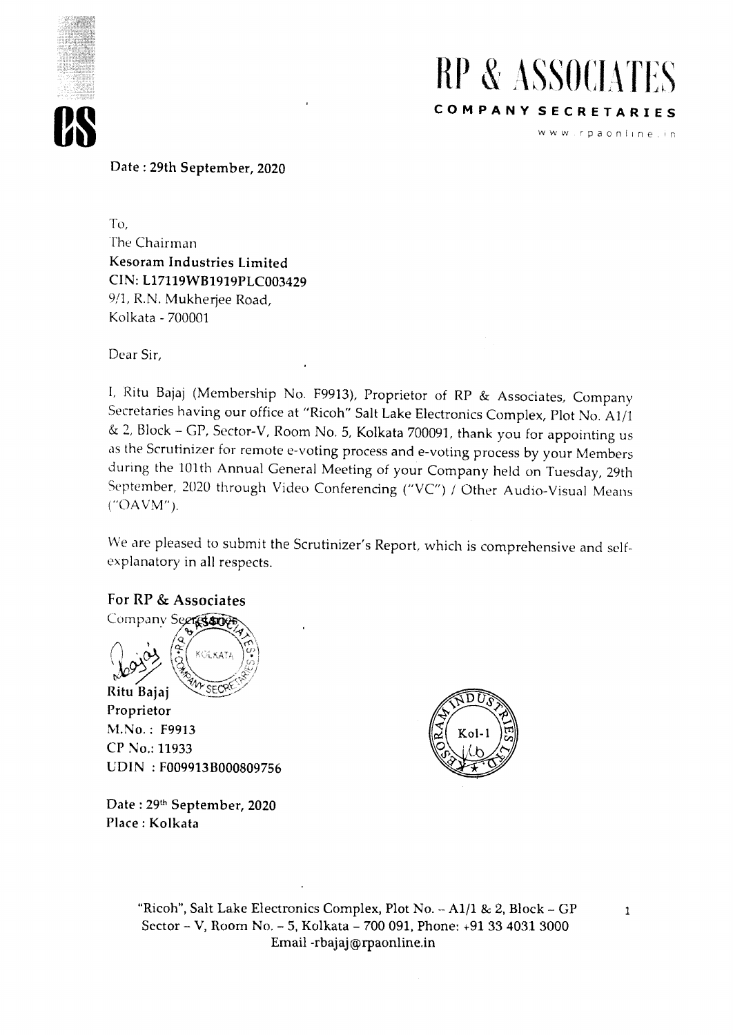# RP & ASSOCIATES

**COMPANY SECRETARIES**

www.rpaonline.in

**Date : 29th September, 2020**

To,
The Chairman
**Kesoram Industries Limited**
**CIN: L17119WB1919PLC003429**
9/1, R.N. Mukherjee Road,
Kolkata - 700001

Dear Sir,

I, Ritu Bajaj (Membership No. F9913), Proprietor of RP & Associates, Company Secretaries having our office at "Ricoh" Salt Lake Electronics Complex, Plot No. A1/1 & 2, Block – GP, Sector-V, Room No. 5, Kolkata 700091, thank you for appointing us as the Scrutinizer for remote e-voting process and e-voting process by your Members during the 101th Annual General Meeting of your Company held on Tuesday, 29th September, 2020 through Video Conferencing ("VC") / Other Audio-Visual Means ("OAVM").

We are pleased to submit the Scrutinizer's Report, which is comprehensive and self-explanatory in all respects.

**For RP & Associates**
Company Secretaries

**Ritu Bajaj**
**Proprietor**
**M.No. : F9913**
**CP No.: 11933**
**UDIN : F009913B000809756**

**Date : 29th September, 2020**
**Place : Kolkata**

"Ricoh", Salt Lake Electronics Complex, Plot No. – A1/1 & 2, Block – GP
Sector – V, Room No. – 5, Kolkata – 700 091, Phone: +91 33 4031 3000
Email -rbajaj@rpaonline.in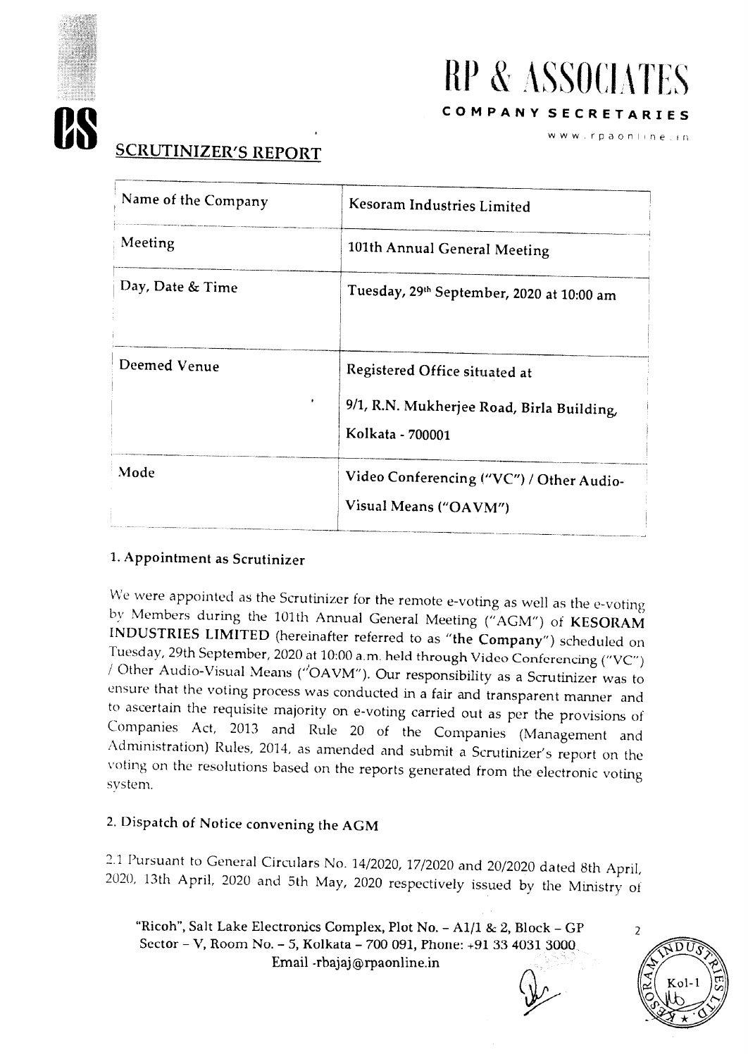# RP & ASSOCIATES

**COMPANY SECRETARIES**

www.rpaonline.in

## SCRUTINIZER'S REPORT

| Name of the Company | Kesoram Industries Limited |
|---|---|
| Meeting | 101th Annual General Meeting |
| Day, Date & Time | Tuesday, 29th September, 2020 at 10:00 am |
| Deemed Venue | Registered Office situated at 9/1, R.N. Mukherjee Road, Birla Building, Kolkata - 700001 |
| Mode | Video Conferencing ("VC") / Other Audio-Visual Means ("OAVM") |

### 1. Appointment as Scrutinizer

We were appointed as the Scrutinizer for the remote e-voting as well as the e-voting by Members during the 101th Annual General Meeting ("AGM") of **KESORAM INDUSTRIES LIMITED** (hereinafter referred to as "**the Company**") scheduled on Tuesday, 29th September, 2020 at 10:00 a.m. held through Video Conferencing ("VC") / Other Audio-Visual Means ("OAVM"). Our responsibility as a Scrutinizer was to ensure that the voting process was conducted in a fair and transparent manner and to ascertain the requisite majority on e-voting carried out as per the provisions of Companies Act, 2013 and Rule 20 of the Companies (Management and Administration) Rules, 2014, as amended and submit a Scrutinizer's report on the voting on the resolutions based on the reports generated from the electronic voting system.

### 2. Dispatch of Notice convening the AGM

2.1 Pursuant to General Circulars No. 14/2020, 17/2020 and 20/2020 dated 8th April, 2020, 13th April, 2020 and 5th May, 2020 respectively issued by the Ministry of

"Ricoh", Salt Lake Electronics Complex, Plot No. - A1/1 & 2, Block – GP Sector – V, Room No. – 5, Kolkata – 700 091, Phone: +91 33 4031 3000 Email -rbajaj@rpaonline.in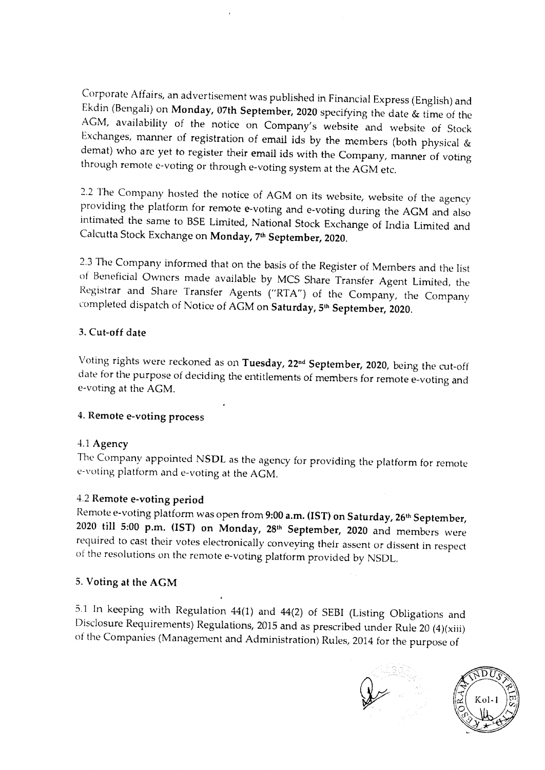Corporate Affairs, an advertisement was published in Financial Express (English) and Ekdin (Bengali) on **Monday, 07th September, 2020** specifying the date & time of the AGM, availability of the notice on Company's website and website of Stock Exchanges, manner of registration of email ids by the members (both physical & demat) who are yet to register their email ids with the Company, manner of voting through remote e-voting or through e-voting system at the AGM etc.

2.2 The Company hosted the notice of AGM on its website, website of the agency providing the platform for remote e-voting and e-voting during the AGM and also intimated the same to BSE Limited, National Stock Exchange of India Limited and Calcutta Stock Exchange on **Monday, 7th September, 2020.**

2.3 The Company informed that on the basis of the Register of Members and the list of Beneficial Owners made available by MCS Share Transfer Agent Limited, the Registrar and Share Transfer Agents ("RTA") of the Company, the Company completed dispatch of Notice of AGM on **Saturday, 5th September, 2020.**

**3. Cut-off date**

Voting rights were reckoned as on **Tuesday, 22nd September, 2020,** being the cut-off date for the purpose of deciding the entitlements of members for remote e-voting and e-voting at the AGM.

**4. Remote e-voting process**

4.1 **Agency**

The Company appointed NSDL as the agency for providing the platform for remote e-voting platform and e-voting at the AGM.

4.2 **Remote e-voting period**

Remote e-voting platform was open from **9:00 a.m. (IST) on Saturday, 26th September, 2020 till 5:00 p.m. (IST) on Monday, 28th September, 2020** and members were required to cast their votes electronically conveying their assent or dissent in respect of the resolutions on the remote e-voting platform provided by NSDL.

**5. Voting at the AGM**

5.1 In keeping with Regulation 44(1) and 44(2) of SEBI (Listing Obligations and Disclosure Requirements) Regulations, 2015 and as prescribed under Rule 20 (4)(xiii) of the Companies (Management and Administration) Rules, 2014 for the purpose of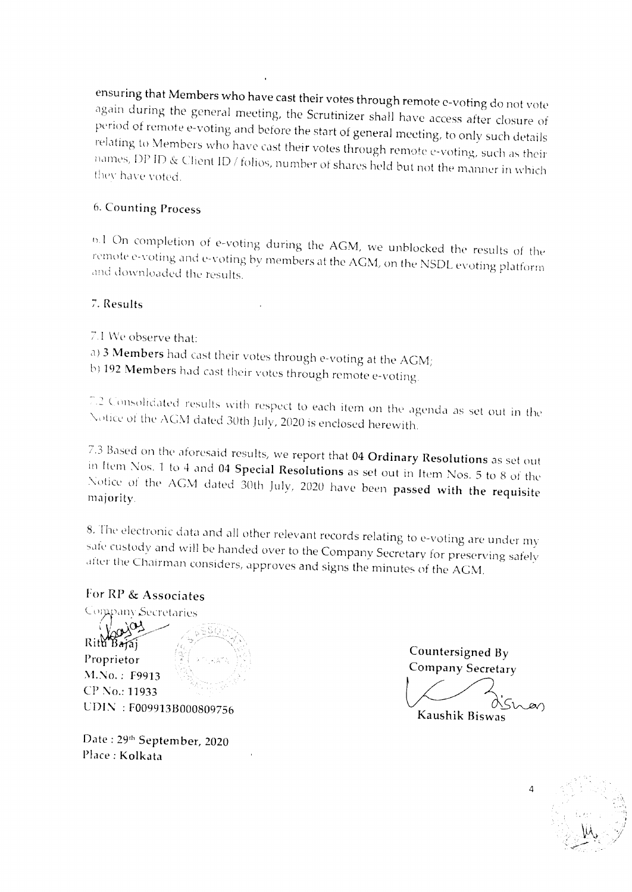ensuring that Members who have cast their votes through remote e-voting do not vote again during the general meeting, the Scrutinizer shall have access after closure of period of remote e-voting and before the start of general meeting, to only such details relating to Members who have cast their votes through remote e-voting, such as their names, DP ID & Client ID / folios, number of shares held but not the manner in which they have voted.

## 6. Counting Process

6.1 On completion of e-voting during the AGM, we unblocked the results of the remote e-voting and e-voting by members at the AGM, on the NSDL evoting platform and downloaded the results.

## 7. Results

7.1 We observe that:

a) **3 Members** had cast their votes through e-voting at the AGM;

b) **192 Members** had cast their votes through remote e-voting.

7.2 Consolidated results with respect to each item on the agenda as set out in the Notice of the AGM dated 30th July, 2020 is enclosed herewith.

7.3 Based on the aforesaid results, we report that **04 Ordinary Resolutions** as set out in Item Nos. 1 to 4 and **04 Special Resolutions** as set out in Item Nos. 5 to 8 of the Notice of the AGM dated 30th July, 2020 have been **passed with the requisite majority**.

8. The electronic data and all other relevant records relating to e-voting are under my safe custody and will be handed over to the Company Secretary for preserving safely after the Chairman considers, approves and signs the minutes of the AGM.

**For RP & Associates**

Company Secretaries

Ritu Bajaj

**Proprietor**

**M.No. : F9913**

**CP No.: 11933**

**UDIN : F009913B000809756**

**Date : 29th September, 2020**

**Place : Kolkata**

**Countersigned By**

**Company Secretary**

**Kaushik Biswas**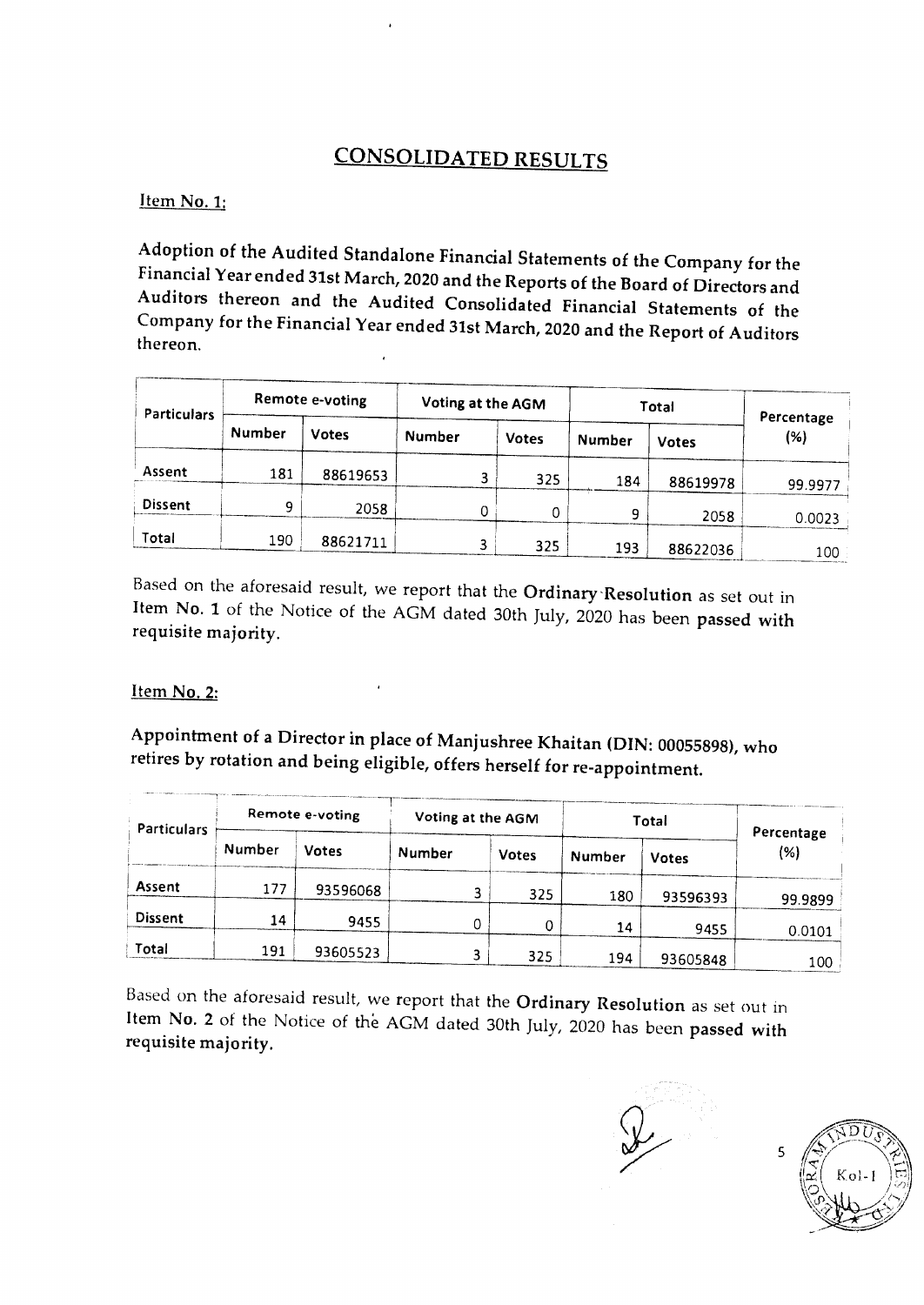# CONSOLIDATED RESULTS

## Item No. 1:

**Adoption of the Audited Standalone Financial Statements of the Company for the Financial Year ended 31st March, 2020 and the Reports of the Board of Directors and Auditors thereon and the Audited Consolidated Financial Statements of the Company for the Financial Year ended 31st March, 2020 and the Report of Auditors thereon.**

| Particulars | Remote e-voting | | Voting at the AGM | | Total | | Percentage (%) |
|---|---|---|---|---|---|---|---|
| | Number | Votes | Number | Votes | Number | Votes | |
| Assent | 181 | 88619653 | 3 | 325 | 184 | 88619978 | 99.9977 |
| Dissent | 9 | 2058 | 0 | 0 | 9 | 2058 | 0.0023 |
| Total | 190 | 88621711 | 3 | 325 | 193 | 88622036 | 100 |

Based on the aforesaid result, we report that the **Ordinary Resolution** as set out in **Item No. 1** of the Notice of the AGM dated 30th July, 2020 has been **passed with requisite majority.**

## Item No. 2:

**Appointment of a Director in place of Manjushree Khaitan (DIN: 00055898), who retires by rotation and being eligible, offers herself for re-appointment.**

| Particulars | Remote e-voting | | Voting at the AGM | | Total | | Percentage (%) |
|---|---|---|---|---|---|---|---|
| | Number | Votes | Number | Votes | Number | Votes | |
| Assent | 177 | 93596068 | 3 | 325 | 180 | 93596393 | 99.9899 |
| Dissent | 14 | 9455 | 0 | 0 | 14 | 9455 | 0.0101 |
| Total | 191 | 93605523 | 3 | 325 | 194 | 93605848 | 100 |

Based on the aforesaid result, we report that the **Ordinary Resolution** as set out in **Item No. 2** of the Notice of the AGM dated 30th July, 2020 has been **passed with requisite majority.**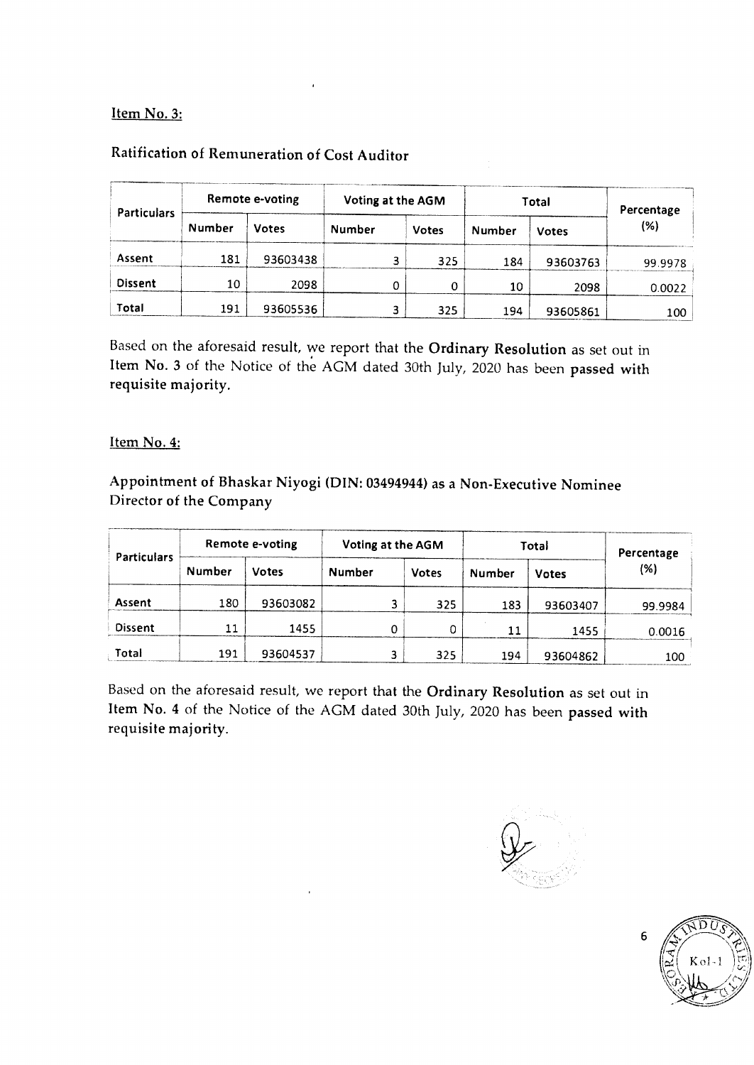Item No. 3:

Ratification of Remuneration of Cost Auditor

| Particulars | Remote e-voting | | Voting at the AGM | | Total | | Percentage (%) |
|---|---|---|---|---|---|---|---|
| | Number | Votes | Number | Votes | Number | Votes | |
| Assent | 181 | 93603438 | 3 | 325 | 184 | 93603763 | 99.9978 |
| Dissent | 10 | 2098 | 0 | 0 | 10 | 2098 | 0.0022 |
| Total | 191 | 93605536 | 3 | 325 | 194 | 93605861 | 100 |

Based on the aforesaid result, we report that the **Ordinary Resolution** as set out in Item No. 3 of the Notice of the AGM dated 30th July, 2020 has been **passed with requisite majority.**

Item No. 4:

Appointment of Bhaskar Niyogi (DIN: 03494944) as a Non-Executive Nominee Director of the Company

| Particulars | Remote e-voting | | Voting at the AGM | | Total | | Percentage (%) |
|---|---|---|---|---|---|---|---|
| | Number | Votes | Number | Votes | Number | Votes | |
| Assent | 180 | 93603082 | 3 | 325 | 183 | 93603407 | 99.9984 |
| Dissent | 11 | 1455 | 0 | 0 | 11 | 1455 | 0.0016 |
| Total | 191 | 93604537 | 3 | 325 | 194 | 93604862 | 100 |

Based on the aforesaid result, we report that the **Ordinary Resolution** as set out in **Item No. 4** of the Notice of the AGM dated 30th July, 2020 has been **passed with requisite majority.**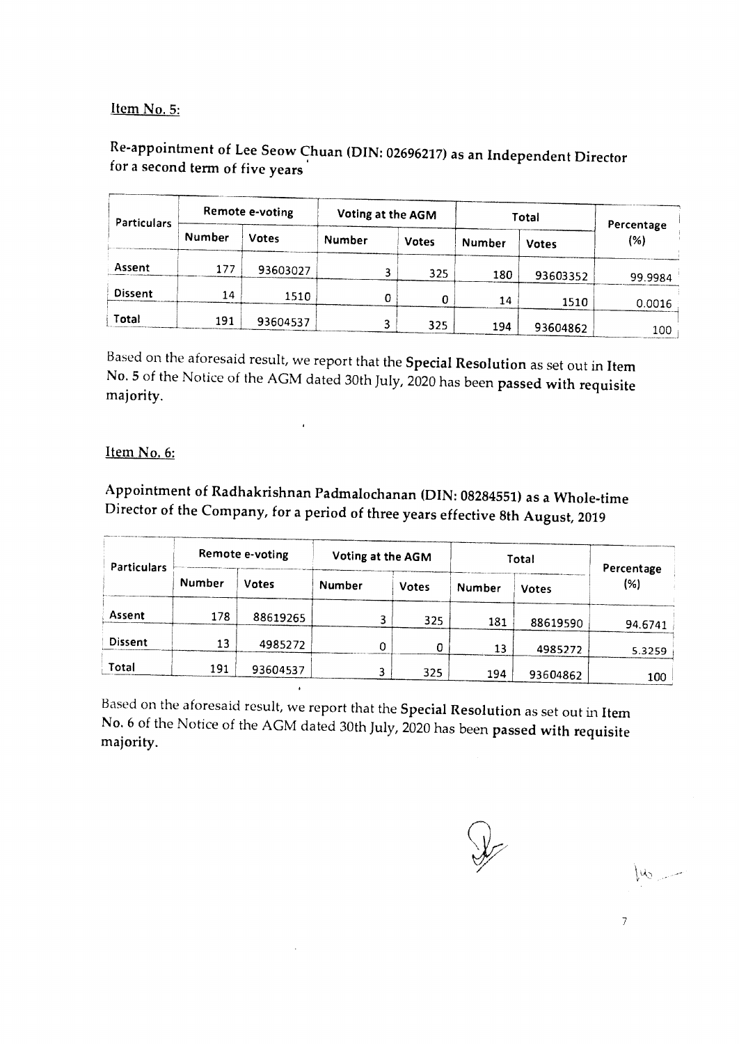Item No. 5:

**Re-appointment of Lee Seow Chuan (DIN: 02696217) as an Independent Director for a second term of five years**

| Particulars | Remote e-voting | | Voting at the AGM | | Total | | Percentage (%) |
|---|---|---|---|---|---|---|---|
| | Number | Votes | Number | Votes | Number | Votes | |
| Assent | 177 | 93603027 | 3 | 325 | 180 | 93603352 | 99.9984 |
| Dissent | 14 | 1510 | 0 | 0 | 14 | 1510 | 0.0016 |
| Total | 191 | 93604537 | 3 | 325 | 194 | 93604862 | 100 |

Based on the aforesaid result, we report that the **Special Resolution** as set out in **Item No. 5** of the Notice of the AGM dated 30th July, 2020 has been **passed with requisite majority**.

Item No. 6:

**Appointment of Radhakrishnan Padmalochanan (DIN: 08284551) as a Whole-time Director of the Company, for a period of three years effective 8th August, 2019**

| Particulars | Remote e-voting | | Voting at the AGM | | Total | | Percentage (%) |
|---|---|---|---|---|---|---|---|
| | Number | Votes | Number | Votes | Number | Votes | |
| Assent | 178 | 88619265 | 3 | 325 | 181 | 88619590 | 94.6741 |
| Dissent | 13 | 4985272 | 0 | 0 | 13 | 4985272 | 5.3259 |
| Total | 191 | 93604537 | 3 | 325 | 194 | 93604862 | 100 |

Based on the aforesaid result, we report that the **Special Resolution** as set out in Item No. 6 of the Notice of the AGM dated 30th July, 2020 has been **passed with requisite majority**.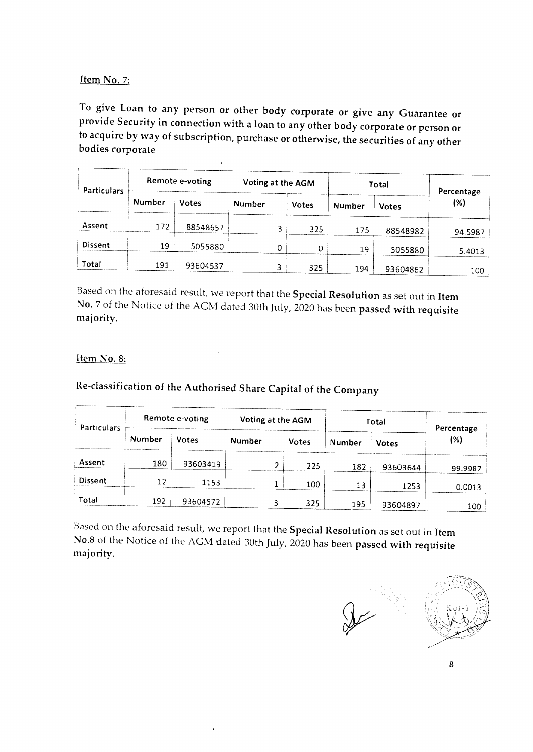Item No. 7:

To give Loan to any person or other body corporate or give any Guarantee or provide Security in connection with a loan to any other body corporate or person or to acquire by way of subscription, purchase or otherwise, the securities of any other bodies corporate

| Particulars | Remote e-voting | | Voting at the AGM | | Total | | Percentage (%) |
|---|---|---|---|---|---|---|---|
| | Number | Votes | Number | Votes | Number | Votes | |
| Assent | 172 | 88548657 | 3 | 325 | 175 | 88548982 | 94.5987 |
| Dissent | 19 | 5055880 | 0 | 0 | 19 | 5055880 | 5.4013 |
| Total | 191 | 93604537 | 3 | 325 | 194 | 93604862 | 100 |

Based on the aforesaid result, we report that the **Special Resolution** as set out in **Item No. 7** of the Notice of the AGM dated 30th July, 2020 has been **passed with requisite majority**.

Item No. 8:

Re-classification of the Authorised Share Capital of the Company

| Particulars | Remote e-voting | | Voting at the AGM | | Total | | Percentage (%) |
|---|---|---|---|---|---|---|---|
| | Number | Votes | Number | Votes | Number | Votes | |
| Assent | 180 | 93603419 | 2 | 225 | 182 | 93603644 | 99.9987 |
| Dissent | 12 | 1153 | 1 | 100 | 13 | 1253 | 0.0013 |
| Total | 192 | 93604572 | 3 | 325 | 195 | 93604897 | 100 |

Based on the aforesaid result, we report that the **Special Resolution** as set out in **Item No.8** of the Notice of the AGM dated 30th July, 2020 has been **passed with requisite majority**.